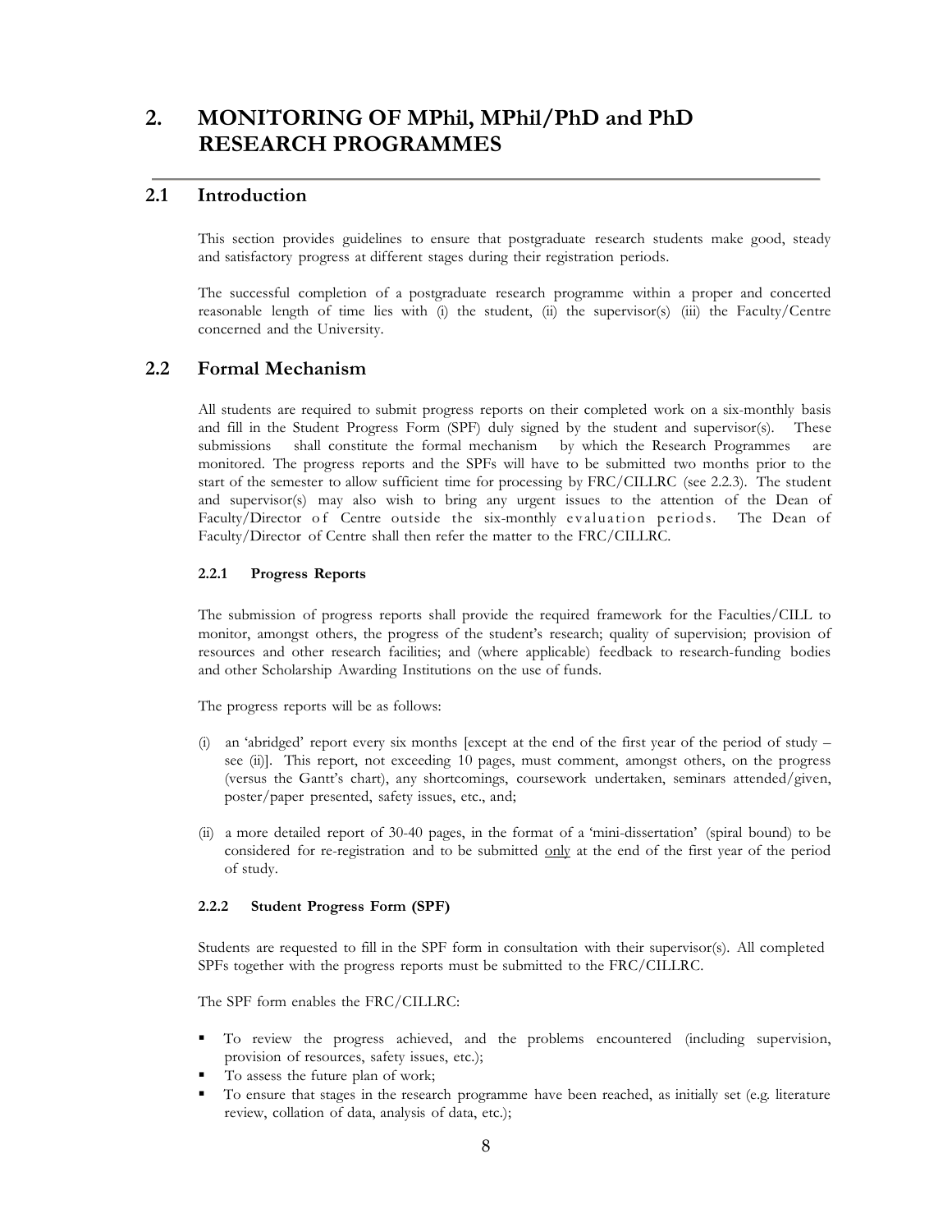# 2. MONITORING OF MPhil, MPhil/PhD and PhD RESEARCH PROGRAMMES

## 2.1 Introduction

This section provides guidelines to ensure that postgraduate research students make good, steady and satisfactory progress at different stages during their registration periods.

The successful completion of a postgraduate research programme within a proper and concerted reasonable length of time lies with (i) the student, (ii) the supervisor(s) (iii) the Faculty/Centre concerned and the University.

## 2.2 Formal Mechanism

All students are required to submit progress reports on their completed work on a six-monthly basis and fill in the Student Progress Form (SPF) duly signed by the student and supervisor(s). These submissions shall constitute the formal mechanism by which the Research Programmes are monitored. The progress reports and the SPFs will have to be submitted two months prior to the start of the semester to allow sufficient time for processing by FRC/CILLRC (see 2.2.3). The student and supervisor(s) may also wish to bring any urgent issues to the attention of the Dean of Faculty/Director of Centre outside the six-monthly evaluation periods. The Dean of Faculty/Director of Centre shall then refer the matter to the FRC/CILLRC.

### 2.2.1 Progress Reports

The submission of progress reports shall provide the required framework for the Faculties/CILL to monitor, amongst others, the progress of the student's research; quality of supervision; provision of resources and other research facilities; and (where applicable) feedback to research-funding bodies and other Scholarship Awarding Institutions on the use of funds.

The progress reports will be as follows:

(i) an 'abridged' report every six months [except at the end of the first year of the period of study – see (ii)]. This report, not exceeding 10 pages, must comment, amongst others, on the progress (versus the Gantt's chart), any shortcomings, coursework undertaken, seminars attended/given, poster/paper presented, safety issues, etc., and;

(ii) a more detailed report of 30-40 pages, in the format of a 'mini-dissertation' (spiral bound) to be considered for re-registration and to be submitted only at the end of the first year of the period of study.

### 2.2.2 Student Progress Form (SPF)

Students are requested to fill in the SPF form in consultation with their supervisor(s). All completed SPFs together with the progress reports must be submitted to the FRC/CILLRC.

The SPF form enables the FRC/CILLRC:

- To review the progress achieved, and the problems encountered (including supervision, provision of resources, safety issues, etc.);
- To assess the future plan of work;
- To ensure that stages in the research programme have been reached, as initially set (e.g. literature review, collation of data, analysis of data, etc.);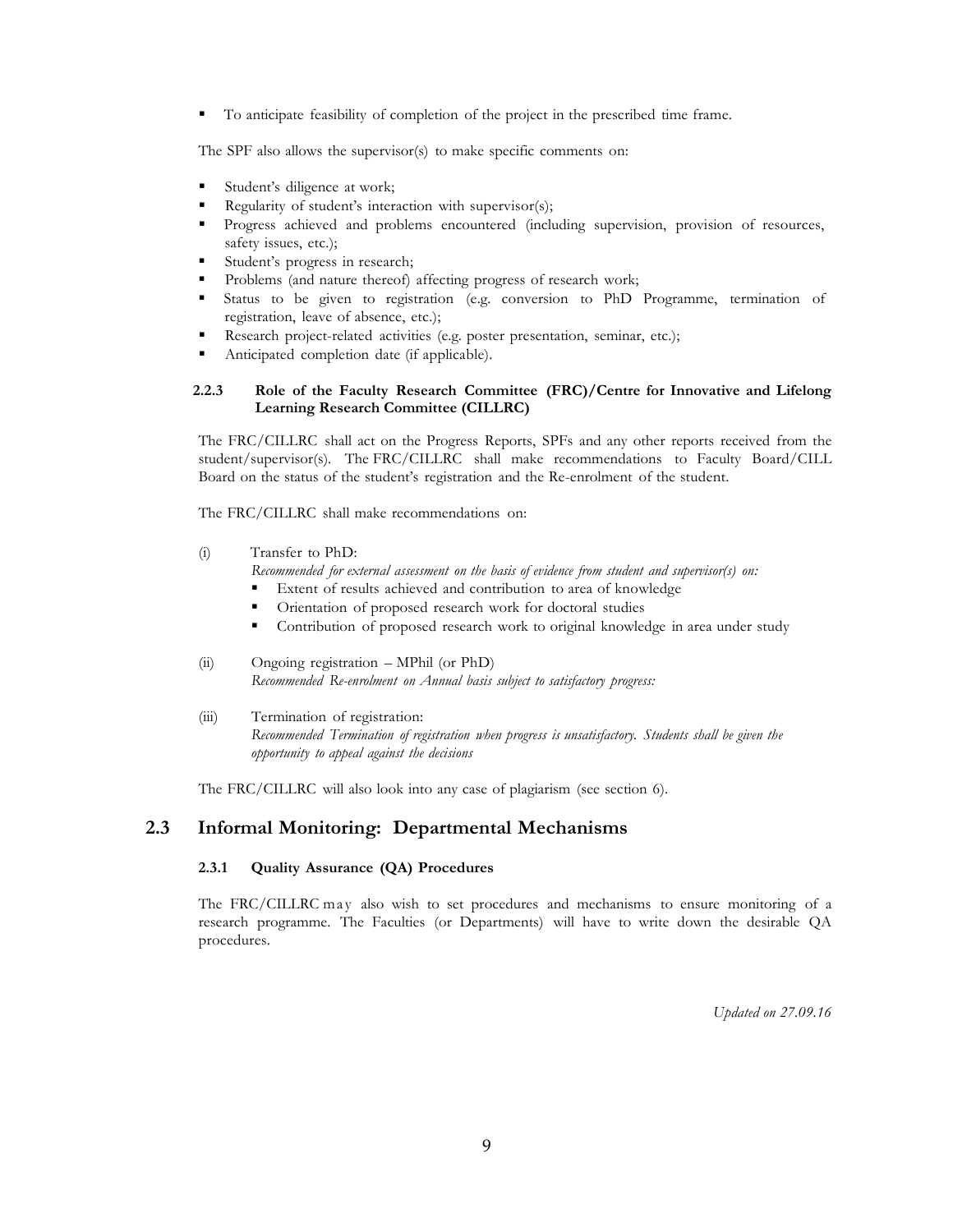- To anticipate feasibility of completion of the project in the prescribed time frame.

The SPF also allows the supervisor(s) to make specific comments on:

- Student's diligence at work;
- Regularity of student's interaction with supervisor(s);
- Progress achieved and problems encountered (including supervision, provision of resources, safety issues, etc.);
- Student's progress in research;
- Problems (and nature thereof) affecting progress of research work;
- Status to be given to registration (e.g. conversion to PhD Programme, termination of registration, leave of absence, etc.);
- Research project-related activities (e.g. poster presentation, seminar, etc.);
- Anticipated completion date (if applicable).

#### 2.2.3 Role of the Faculty Research Committee (FRC)/Centre for Innovative and Lifelong Learning Research Committee (CILLRC)

The FRC/CILLRC shall act on the Progress Reports, SPFs and any other reports received from the student/supervisor(s). The FRC/CILLRC shall make recommendations to Faculty Board/CILL Board on the status of the student's registration and the Re-enrolment of the student.

The FRC/CILLRC shall make recommendations on:

(i) Transfer to PhD:
*Recommended for external assessment on the basis of evidence from student and supervisor(s) on:*
- Extent of results achieved and contribution to area of knowledge
- Orientation of proposed research work for doctoral studies
- Contribution of proposed research work to original knowledge in area under study

(ii) Ongoing registration – MPhil (or PhD)
*Recommended Re-enrolment on Annual basis subject to satisfactory progress:*

(iii) Termination of registration:
*Recommended Termination of registration when progress is unsatisfactory. Students shall be given the opportunity to appeal against the decisions*

The FRC/CILLRC will also look into any case of plagiarism (see section 6).

## 2.3 Informal Monitoring: Departmental Mechanisms

#### 2.3.1 Quality Assurance (QA) Procedures

The FRC/CILLRC may also wish to set procedures and mechanisms to ensure monitoring of a research programme. The Faculties (or Departments) will have to write down the desirable QA procedures.

*Updated on 27.09.16*